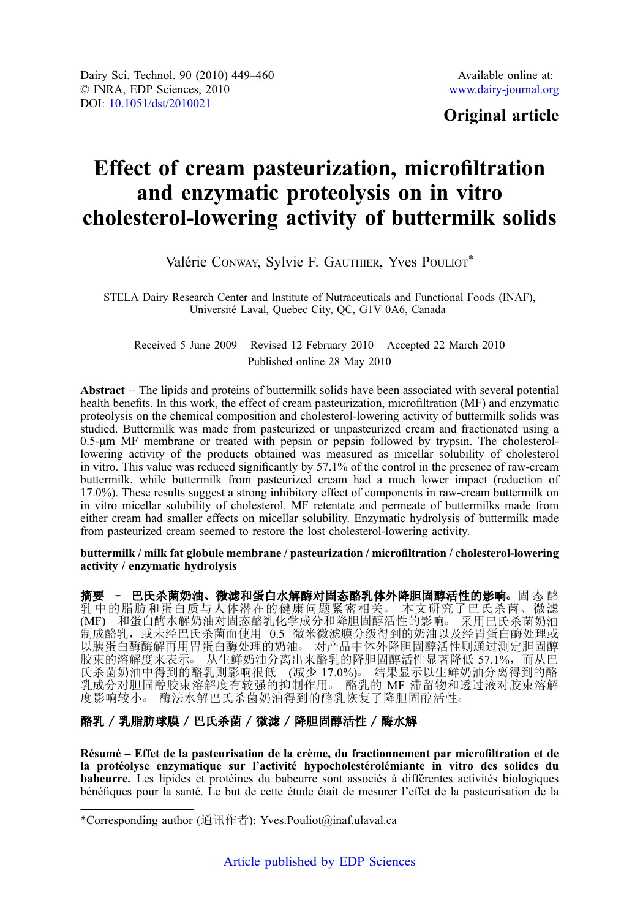Dairy Sci. Technol. 90 (2010) 449–460
© INRA, EDP Sciences, 2010
DOI: 10.1051/dst/2010021

Available online at:
www.dairy-journal.org

**Original article**

# Effect of cream pasteurization, microfiltration and enzymatic proteolysis on in vitro cholesterol-lowering activity of buttermilk solids

Valérie Conway, Sylvie F. Gauthier, Yves Pouliot*

STELA Dairy Research Center and Institute of Nutraceuticals and Functional Foods (INAF), Université Laval, Quebec City, QC, G1V 0A6, Canada

Received 5 June 2009 – Revised 12 February 2010 – Accepted 22 March 2010
Published online 28 May 2010

**Abstract** – The lipids and proteins of buttermilk solids have been associated with several potential health benefits. In this work, the effect of cream pasteurization, microfiltration (MF) and enzymatic proteolysis on the chemical composition and cholesterol-lowering activity of buttermilk solids was studied. Buttermilk was made from pasteurized or unpasteurized cream and fractionated using a 0.5-μm MF membrane or treated with pepsin or pepsin followed by trypsin. The cholesterol-lowering activity of the products obtained was measured as micellar solubility of cholesterol in vitro. This value was reduced significantly by 57.1% of the control in the presence of raw-cream buttermilk, while buttermilk from pasteurized cream had a much lower impact (reduction of 17.0%). These results suggest a strong inhibitory effect of components in raw-cream buttermilk on in vitro micellar solubility of cholesterol. MF retentate and permeate of buttermilks made from either cream had smaller effects on micellar solubility. Enzymatic hydrolysis of buttermilk made from pasteurized cream seemed to restore the lost cholesterol-lowering activity.

**buttermilk / milk fat globule membrane / pasteurization / microfiltration / cholesterol-lowering activity / enzymatic hydrolysis**

**摘要 – 巴氏杀菌奶油、微滤和蛋白水解酶对固态酪乳体外降胆固醇活性的影响。**固态酪乳中的脂肪和蛋白质与人体潜在的健康问题紧密相关。本文研究了巴氏杀菌、微滤 (MF) 和蛋白酶水解奶油对固态酪乳化学成分和降胆固醇活性的影响。采用巴氏杀菌奶油制成酪乳，或未经巴氏杀菌而使用 0.5 微米微滤膜分级得到的奶油以及经胃蛋白酶处理或以胰蛋白酶酶解再用胃蛋白酶处理的奶油。对产品中体外降胆固醇活性则通过测定胆固醇胶束的溶解度来表示。从生鲜奶油分离出来酪乳的降胆固醇活性显著降低 57.1%，而从巴氏杀菌奶油中得到的酪乳则影响很低 (减少 17.0%)。结果显示以生鲜奶油分离得到的酪乳成分对胆固醇胶束溶解度有较强的抑制作用。酪乳的 MF 滞留物和透过液对胶束溶解度影响较小。酶法水解巴氏杀菌奶油得到的酪乳恢复了降胆固醇活性。

**酪乳 / 乳脂肪球膜 / 巴氏杀菌 / 微滤 / 降胆固醇活性 / 酶水解**

**Résumé – Effet de la pasteurisation de la crème, du fractionnement par microfiltration et de la protéolyse enzymatique sur l'activité hypocholestérolémiante in vitro des solides du babeurre.** Les lipides et protéines du babeurre sont associés à différentes activités biologiques bénéfiques pour la santé. Le but de cette étude était de mesurer l'effet de la pasteurisation de la

*Corresponding author (通讯作者): Yves.Pouliot@inaf.ulaval.ca

Article published by EDP Sciences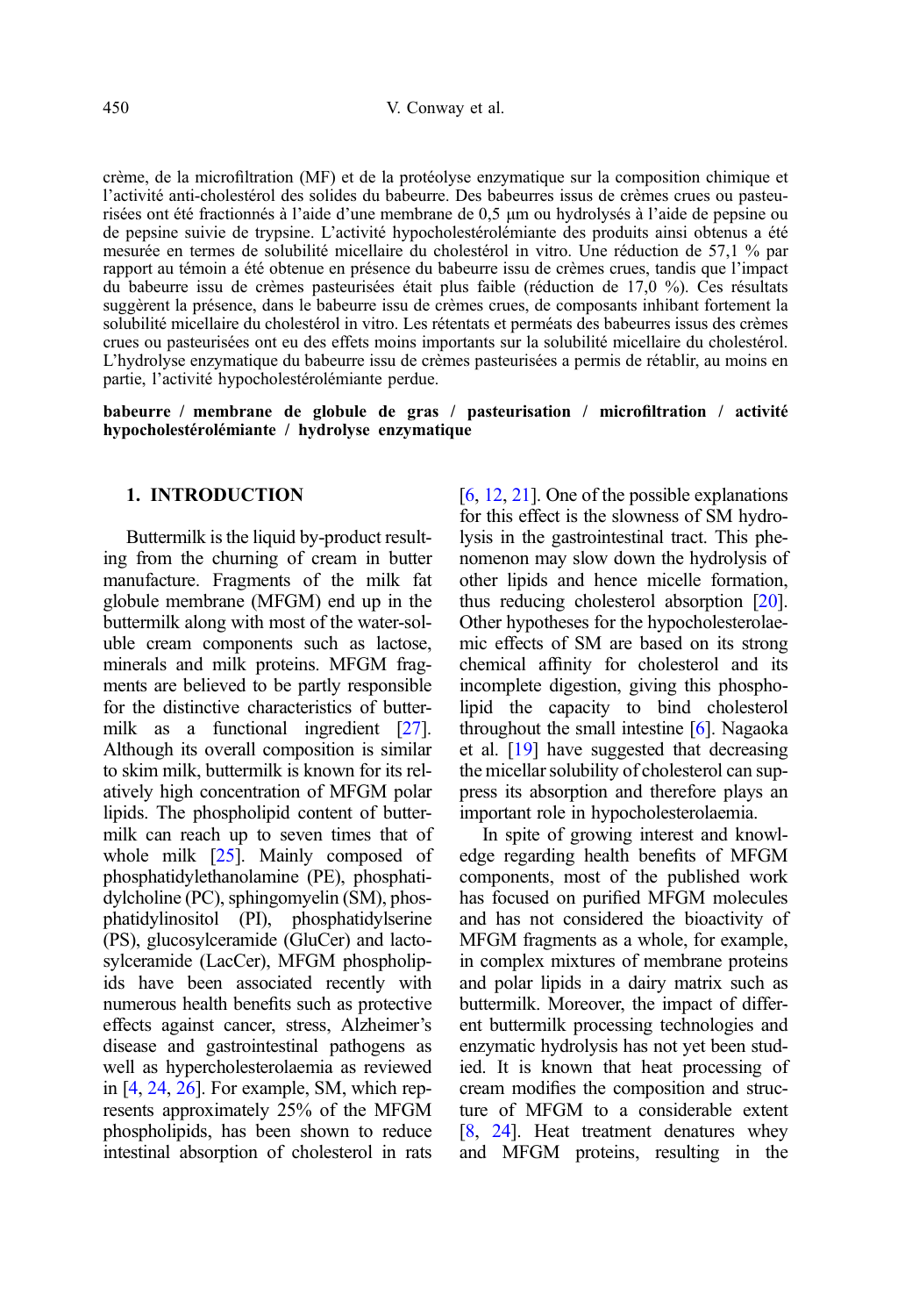crème, de la microfiltration (MF) et de la protéolyse enzymatique sur la composition chimique et l'activité anti-cholestérol des solides du babeurre. Des babeurres issus de crèmes crues ou pasteurisées ont été fractionnés à l'aide d'une membrane de 0,5 µm ou hydrolysés à l'aide de pepsine ou de pepsine suivie de trypsine. L'activité hypocholestérolémiante des produits ainsi obtenus a été mesurée en termes de solubilité micellaire du cholestérol in vitro. Une réduction de 57,1 % par rapport au témoin a été obtenue en présence du babeurre issu de crèmes crues, tandis que l'impact du babeurre issu de crèmes pasteurisées était plus faible (réduction de 17,0 %). Ces résultats suggèrent la présence, dans le babeurre issu de crèmes crues, de composants inhibant fortement la solubilité micellaire du cholestérol in vitro. Les rétentats et perméats des babeurres issus des crèmes crues ou pasteurisées ont eu des effets moins importants sur la solubilité micellaire du cholestérol. L'hydrolyse enzymatique du babeurre issu de crèmes pasteurisées a permis de rétablir, au moins en partie, l'activité hypocholestérolémiante perdue.

**babeurre / membrane de globule de gras / pasteurisation / microfiltration / activité hypocholestérolémiante / hydrolyse enzymatique**

## 1. INTRODUCTION

Buttermilk is the liquid by-product resulting from the churning of cream in butter manufacture. Fragments of the milk fat globule membrane (MFGM) end up in the buttermilk along with most of the water-soluble cream components such as lactose, minerals and milk proteins. MFGM fragments are believed to be partly responsible for the distinctive characteristics of buttermilk as a functional ingredient [27]. Although its overall composition is similar to skim milk, buttermilk is known for its relatively high concentration of MFGM polar lipids. The phospholipid content of buttermilk can reach up to seven times that of whole milk [25]. Mainly composed of phosphatidylethanolamine (PE), phosphatidylcholine (PC), sphingomyelin (SM), phosphatidylinositol (PI), phosphatidylserine (PS), glucosylceramide (GluCer) and lactosylceramide (LacCer), MFGM phospholipids have been associated recently with numerous health benefits such as protective effects against cancer, stress, Alzheimer's disease and gastrointestinal pathogens as well as hypercholesterolaemia as reviewed in [4, 24, 26]. For example, SM, which represents approximately 25% of the MFGM phospholipids, has been shown to reduce intestinal absorption of cholesterol in rats [6, 12, 21]. One of the possible explanations for this effect is the slowness of SM hydrolysis in the gastrointestinal tract. This phenomenon may slow down the hydrolysis of other lipids and hence micelle formation, thus reducing cholesterol absorption [20]. Other hypotheses for the hypocholesterolaemic effects of SM are based on its strong chemical affinity for cholesterol and its incomplete digestion, giving this phospholipid the capacity to bind cholesterol throughout the small intestine [6]. Nagaoka et al. [19] have suggested that decreasing the micellar solubility of cholesterol can suppress its absorption and therefore plays an important role in hypocholesterolaemia.

In spite of growing interest and knowledge regarding health benefits of MFGM components, most of the published work has focused on purified MFGM molecules and has not considered the bioactivity of MFGM fragments as a whole, for example, in complex mixtures of membrane proteins and polar lipids in a dairy matrix such as buttermilk. Moreover, the impact of different buttermilk processing technologies and enzymatic hydrolysis has not yet been studied. It is known that heat processing of cream modifies the composition and structure of MFGM to a considerable extent [8, 24]. Heat treatment denatures whey and MFGM proteins, resulting in the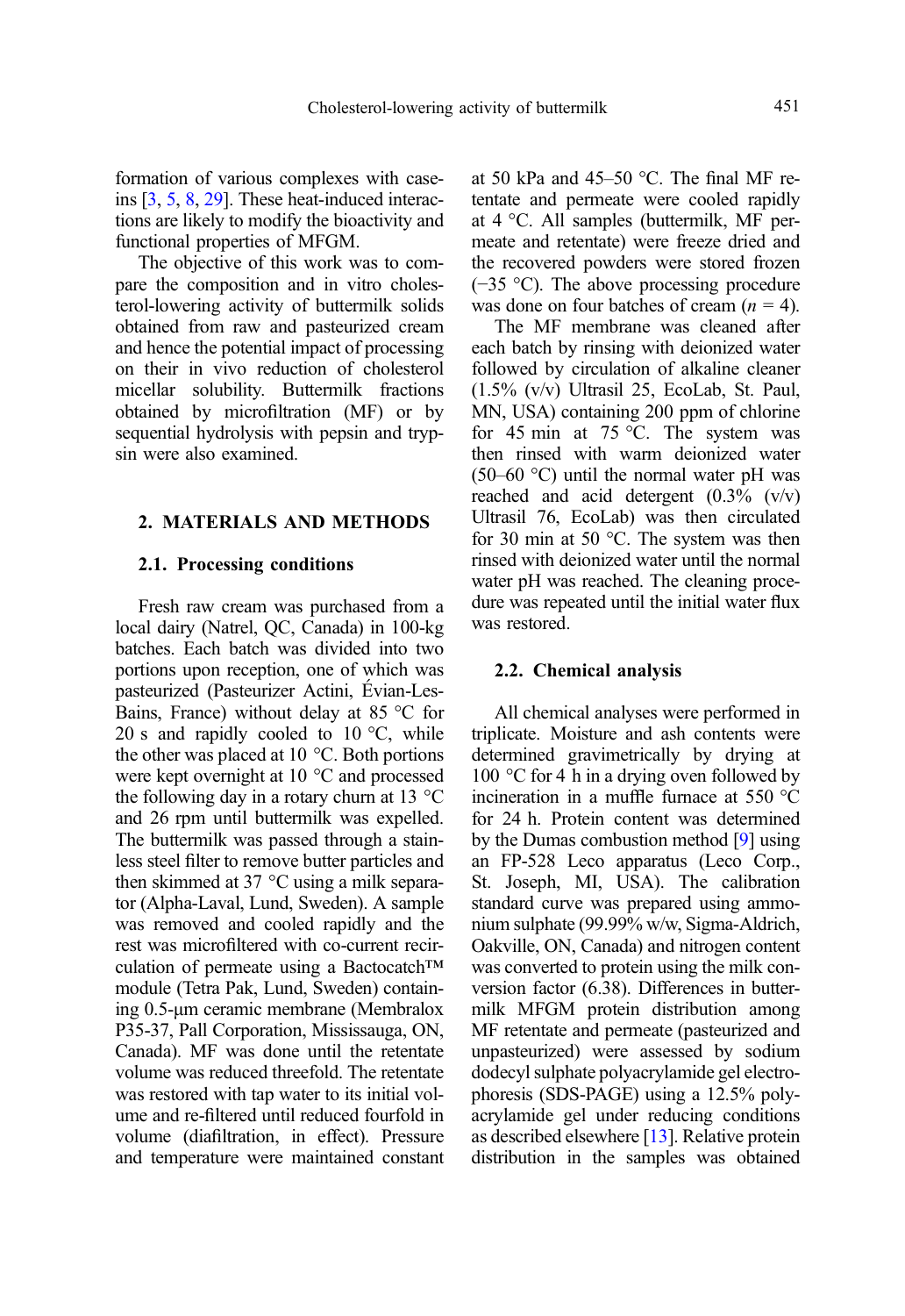formation of various complexes with caseins [3, 5, 8, 29]. These heat-induced interactions are likely to modify the bioactivity and functional properties of MFGM.

The objective of this work was to compare the composition and in vitro cholesterol-lowering activity of buttermilk solids obtained from raw and pasteurized cream and hence the potential impact of processing on their in vivo reduction of cholesterol micellar solubility. Buttermilk fractions obtained by microfiltration (MF) or by sequential hydrolysis with pepsin and trypsin were also examined.

## 2. MATERIALS AND METHODS

### 2.1. Processing conditions

Fresh raw cream was purchased from a local dairy (Natrel, QC, Canada) in 100-kg batches. Each batch was divided into two portions upon reception, one of which was pasteurized (Pasteurizer Actini, Évian-Les-Bains, France) without delay at 85 °C for 20 s and rapidly cooled to 10 °C, while the other was placed at 10 °C. Both portions were kept overnight at 10 °C and processed the following day in a rotary churn at 13 °C and 26 rpm until buttermilk was expelled. The buttermilk was passed through a stainless steel filter to remove butter particles and then skimmed at 37 °C using a milk separator (Alpha-Laval, Lund, Sweden). A sample was removed and cooled rapidly and the rest was microfiltered with co-current recirculation of permeate using a Bactocatch™ module (Tetra Pak, Lund, Sweden) containing 0.5-μm ceramic membrane (Membralox P35-37, Pall Corporation, Mississauga, ON, Canada). MF was done until the retentate volume was reduced threefold. The retentate was restored with tap water to its initial volume and re-filtered until reduced fourfold in volume (diafiltration, in effect). Pressure and temperature were maintained constant at 50 kPa and 45–50 °C. The final MF retentate and permeate were cooled rapidly at 4 °C. All samples (buttermilk, MF permeate and retentate) were freeze dried and the recovered powders were stored frozen (−35 °C). The above processing procedure was done on four batches of cream ($n$ = 4).

The MF membrane was cleaned after each batch by rinsing with deionized water followed by circulation of alkaline cleaner (1.5% (v/v) Ultrasil 25, EcoLab, St. Paul, MN, USA) containing 200 ppm of chlorine for 45 min at 75 °C. The system was then rinsed with warm deionized water (50–60 °C) until the normal water pH was reached and acid detergent (0.3% (v/v) Ultrasil 76, EcoLab) was then circulated for 30 min at 50 °C. The system was then rinsed with deionized water until the normal water pH was reached. The cleaning procedure was repeated until the initial water flux was restored.

### 2.2. Chemical analysis

All chemical analyses were performed in triplicate. Moisture and ash contents were determined gravimetrically by drying at 100 °C for 4 h in a drying oven followed by incineration in a muffle furnace at 550 °C for 24 h. Protein content was determined by the Dumas combustion method [9] using an FP-528 Leco apparatus (Leco Corp., St. Joseph, MI, USA). The calibration standard curve was prepared using ammonium sulphate (99.99% w/w, Sigma-Aldrich, Oakville, ON, Canada) and nitrogen content was converted to protein using the milk conversion factor (6.38). Differences in buttermilk MFGM protein distribution among MF retentate and permeate (pasteurized and unpasteurized) were assessed by sodium dodecyl sulphate polyacrylamide gel electrophoresis (SDS-PAGE) using a 12.5% polyacrylamide gel under reducing conditions as described elsewhere [13]. Relative protein distribution in the samples was obtained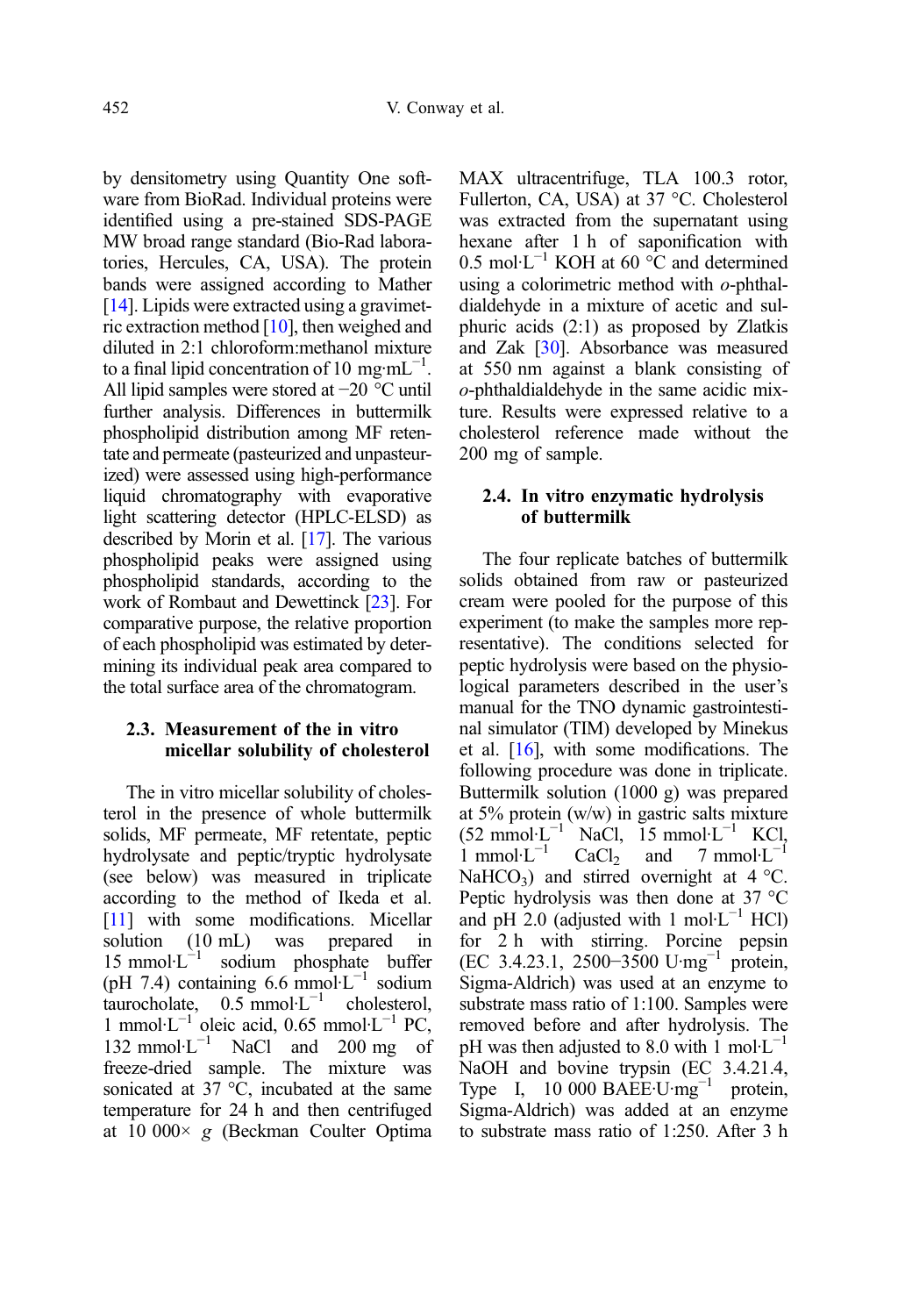by densitometry using Quantity One software from BioRad. Individual proteins were identified using a pre-stained SDS-PAGE MW broad range standard (Bio-Rad laboratories, Hercules, CA, USA). The protein bands were assigned according to Mather [14]. Lipids were extracted using a gravimetric extraction method [10], then weighed and diluted in 2:1 chloroform:methanol mixture to a final lipid concentration of 10 mg·mL$^{-1}$. All lipid samples were stored at −20 °C until further analysis. Differences in buttermilk phospholipid distribution among MF retentate and permeate (pasteurized and unpasteurized) were assessed using high-performance liquid chromatography with evaporative light scattering detector (HPLC-ELSD) as described by Morin et al. [17]. The various phospholipid peaks were assigned using phospholipid standards, according to the work of Rombaut and Dewettinck [23]. For comparative purpose, the relative proportion of each phospholipid was estimated by determining its individual peak area compared to the total surface area of the chromatogram.

### 2.3. Measurement of the in vitro micellar solubility of cholesterol

The in vitro micellar solubility of cholesterol in the presence of whole buttermilk solids, MF permeate, MF retentate, peptic hydrolysate and peptic/tryptic hydrolysate (see below) was measured in triplicate according to the method of Ikeda et al. [11] with some modifications. Micellar solution (10 mL) was prepared in 15 mmol·L$^{-1}$ sodium phosphate buffer (pH 7.4) containing 6.6 mmol·L$^{-1}$ sodium taurocholate, 0.5 mmol·L$^{-1}$ cholesterol, 1 mmol·L$^{-1}$ oleic acid, 0.65 mmol·L$^{-1}$ PC, 132 mmol·L$^{-1}$ NaCl and 200 mg of freeze-dried sample. The mixture was sonicated at 37 °C, incubated at the same temperature for 24 h and then centrifuged at 10 000× *g* (Beckman Coulter Optima MAX ultracentrifuge, TLA 100.3 rotor, Fullerton, CA, USA) at 37 °C. Cholesterol was extracted from the supernatant using hexane after 1 h of saponification with 0.5 mol·L$^{-1}$ KOH at 60 °C and determined using a colorimetric method with *o*-phthaldialdehyde in a mixture of acetic and sulphuric acids (2:1) as proposed by Zlatkis and Zak [30]. Absorbance was measured at 550 nm against a blank consisting of *o*-phthaldialdehyde in the same acidic mixture. Results were expressed relative to a cholesterol reference made without the 200 mg of sample.

### 2.4. In vitro enzymatic hydrolysis of buttermilk

The four replicate batches of buttermilk solids obtained from raw or pasteurized cream were pooled for the purpose of this experiment (to make the samples more representative). The conditions selected for peptic hydrolysis were based on the physiological parameters described in the user's manual for the TNO dynamic gastrointestinal simulator (TIM) developed by Minekus et al. [16], with some modifications. The following procedure was done in triplicate. Buttermilk solution (1000 g) was prepared at 5% protein (w/w) in gastric salts mixture (52 mmol·L$^{-1}$ NaCl, 15 mmol·L$^{-1}$ KCl, 1 mmol·L$^{-1}$ $CaCl_2$ and 7 mmol·L$^{-1}$ $NaHCO_3$) and stirred overnight at 4 °C. Peptic hydrolysis was then done at 37 °C and pH 2.0 (adjusted with 1 mol·L$^{-1}$ HCl) for 2 h with stirring. Porcine pepsin (EC 3.4.23.1, 2500−3500 U·mg$^{-1}$ protein, Sigma-Aldrich) was used at an enzyme to substrate mass ratio of 1:100. Samples were removed before and after hydrolysis. The pH was then adjusted to 8.0 with 1 mol·L$^{-1}$ NaOH and bovine trypsin (EC 3.4.21.4, Type I, 10 000 BAEE·U·mg$^{-1}$ protein, Sigma-Aldrich) was added at an enzyme to substrate mass ratio of 1:250. After 3 h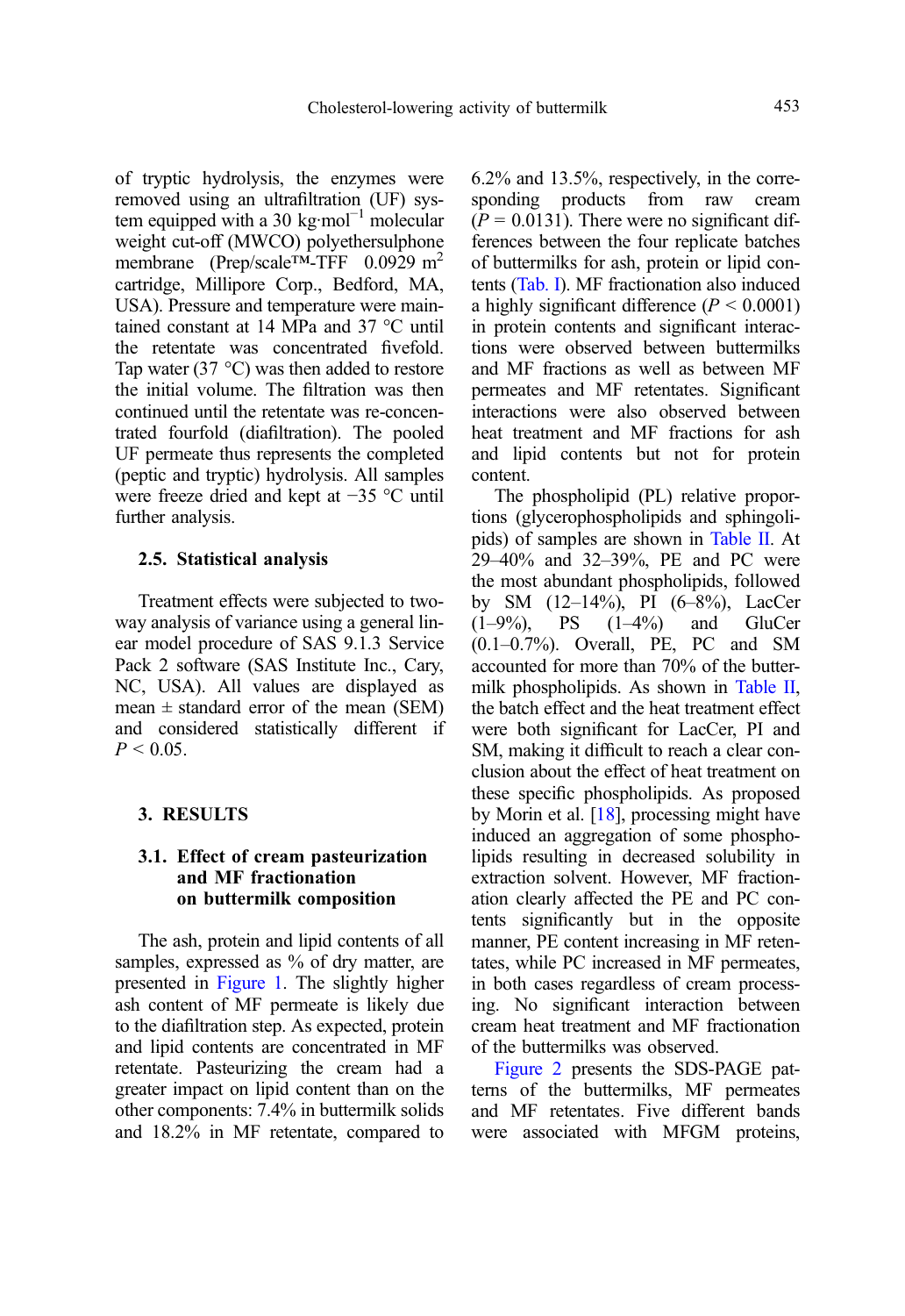of tryptic hydrolysis, the enzymes were removed using an ultrafiltration (UF) system equipped with a 30 kg·mol$^{-1}$ molecular weight cut-off (MWCO) polyethersulphone membrane (Prep/scale™-TFF 0.0929 m$^2$ cartridge, Millipore Corp., Bedford, MA, USA). Pressure and temperature were maintained constant at 14 MPa and 37 °C until the retentate was concentrated fivefold. Tap water (37 °C) was then added to restore the initial volume. The filtration was then continued until the retentate was re-concentrated fourfold (diafiltration). The pooled UF permeate thus represents the completed (peptic and tryptic) hydrolysis. All samples were freeze dried and kept at −35 °C until further analysis.

### 2.5. Statistical analysis

Treatment effects were subjected to two-way analysis of variance using a general linear model procedure of SAS 9.1.3 Service Pack 2 software (SAS Institute Inc., Cary, NC, USA). All values are displayed as mean ± standard error of the mean (SEM) and considered statistically different if $P < 0.05$.

## 3. RESULTS

### 3.1. Effect of cream pasteurization and MF fractionation on buttermilk composition

The ash, protein and lipid contents of all samples, expressed as % of dry matter, are presented in Figure 1. The slightly higher ash content of MF permeate is likely due to the diafiltration step. As expected, protein and lipid contents are concentrated in MF retentate. Pasteurizing the cream had a greater impact on lipid content than on the other components: 7.4% in buttermilk solids and 18.2% in MF retentate, compared to 6.2% and 13.5%, respectively, in the corresponding products from raw cream ($P = 0.0131$). There were no significant differences between the four replicate batches of buttermilks for ash, protein or lipid contents (Tab. I). MF fractionation also induced a highly significant difference ($P < 0.0001$) in protein contents and significant interactions were observed between buttermilks and MF fractions as well as between MF permeates and MF retentates. Significant interactions were also observed between heat treatment and MF fractions for ash and lipid contents but not for protein content.

The phospholipid (PL) relative proportions (glycerophospholipids and sphingolipids) of samples are shown in Table II. At 29–40% and 32–39%, PE and PC were the most abundant phospholipids, followed by SM (12–14%), PI (6–8%), LacCer (1–9%), PS (1–4%) and GluCer (0.1–0.7%). Overall, PE, PC and SM accounted for more than 70% of the buttermilk phospholipids. As shown in Table II, the batch effect and the heat treatment effect were both significant for LacCer, PI and SM, making it difficult to reach a clear conclusion about the effect of heat treatment on these specific phospholipids. As proposed by Morin et al. [18], processing might have induced an aggregation of some phospholipids resulting in decreased solubility in extraction solvent. However, MF fractionation clearly affected the PE and PC contents significantly but in the opposite manner, PE content increasing in MF retentates, while PC increased in MF permeates, in both cases regardless of cream processing. No significant interaction between cream heat treatment and MF fractionation of the buttermilks was observed.

Figure 2 presents the SDS-PAGE patterns of the buttermilks, MF permeates and MF retentates. Five different bands were associated with MFGM proteins,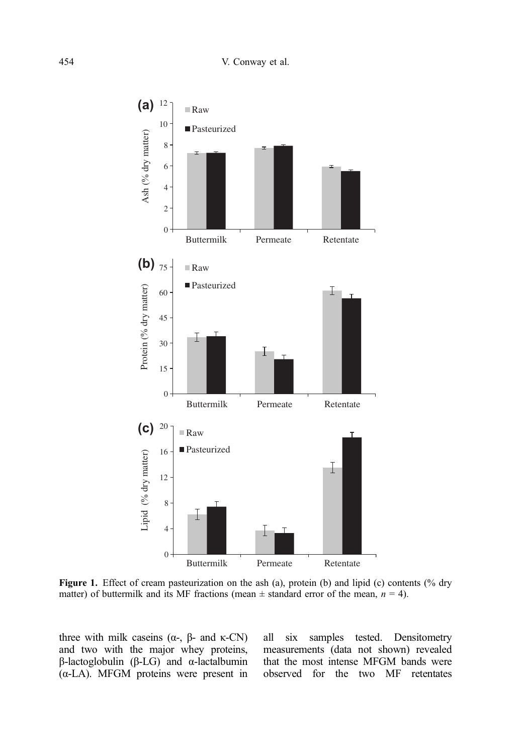**Figure 1.** Effect of cream pasteurization on the ash (a), protein (b) and lipid (c) contents (% dry matter) of buttermilk and its MF fractions (mean ± standard error of the mean, $n = 4$).

three with milk caseins (α-, β- and κ-CN) and two with the major whey proteins, β-lactoglobulin (β-LG) and α-lactalbumin (α-LA). MFGM proteins were present in all six samples tested. Densitometry measurements (data not shown) revealed that the most intense MFGM bands were observed for the two MF retentates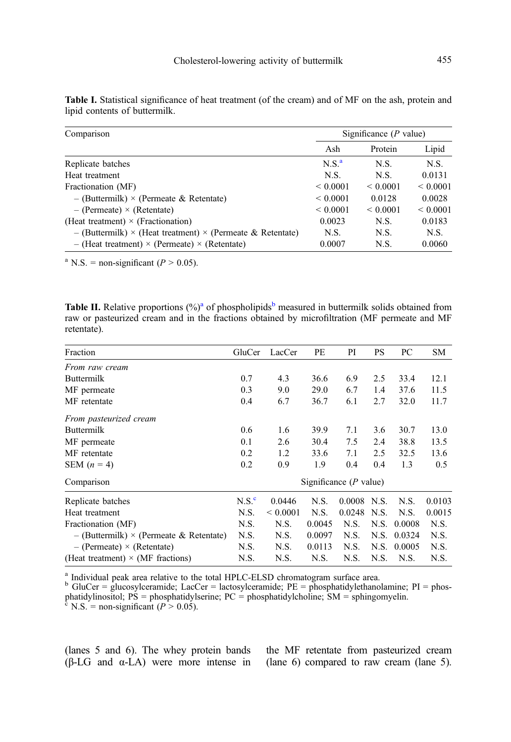**Table I.** Statistical significance of heat treatment (of the cream) and of MF on the ash, protein and lipid contents of buttermilk.

| Comparison | Significance ($P$ value) | | |
|---|---|---|---|
| | Ash | Protein | Lipid |
| Replicate batches | N.S.[a] | N.S. | N.S. |
| Heat treatment | N.S. | N.S. | 0.0131 |
| Fractionation (MF) | < 0.0001 | < 0.0001 | < 0.0001 |
| – (Buttermilk) × (Permeate & Retentate) | < 0.0001 | 0.0128 | 0.0028 |
| – (Permeate) × (Retentate) | < 0.0001 | < 0.0001 | < 0.0001 |
| (Heat treatment) × (Fractionation) | 0.0023 | N.S. | 0.0183 |
| – (Buttermilk) × (Heat treatment) × (Permeate & Retentate) | N.S. | N.S. | N.S. |
| – (Heat treatment) × (Permeate) × (Retentate) | 0.0007 | N.S. | 0.0060 |

[a] N.S. = non-significant ($P > 0.05$).

**Table II.** Relative proportions (%)[a] of phospholipids[b] measured in buttermilk solids obtained from raw or pasteurized cream and in the fractions obtained by microfiltration (MF permeate and MF retentate).

| Fraction | GluCer | LacCer | PE | PI | PS | PC | SM |
|---|---|---|---|---|---|---|---|
| *From raw cream* | | | | | | | |
| Buttermilk | 0.7 | 4.3 | 36.6 | 6.9 | 2.5 | 33.4 | 12.1 |
| MF permeate | 0.3 | 9.0 | 29.0 | 6.7 | 1.4 | 37.6 | 11.5 |
| MF retentate | 0.4 | 6.7 | 36.7 | 6.1 | 2.7 | 32.0 | 11.7 |
| *From pasteurized cream* | | | | | | | |
| Buttermilk | 0.6 | 1.6 | 39.9 | 7.1 | 3.6 | 30.7 | 13.0 |
| MF permeate | 0.1 | 2.6 | 30.4 | 7.5 | 2.4 | 38.8 | 13.5 |
| MF retentate | 0.2 | 1.2 | 33.6 | 7.1 | 2.5 | 32.5 | 13.6 |
| SEM ($n$ = 4) | 0.2 | 0.9 | 1.9 | 0.4 | 0.4 | 1.3 | 0.5 |
| **Comparison** | **Significance ($P$ value)** | | | | | | |
| Replicate batches | N.S.[c] | 0.0446 | N.S. | 0.0008 | N.S. | N.S. | 0.0103 |
| Heat treatment | N.S. | < 0.0001 | N.S. | 0.0248 | N.S. | N.S. | 0.0015 |
| Fractionation (MF) | N.S. | N.S. | 0.0045 | N.S. | N.S. | 0.0008 | N.S. |
| – (Buttermilk) × (Permeate & Retentate) | N.S. | N.S. | 0.0097 | N.S. | N.S. | 0.0324 | N.S. |
| – (Permeate) × (Retentate) | N.S. | N.S. | 0.0113 | N.S. | N.S. | 0.0005 | N.S. |
| (Heat treatment) × (MF fractions) | N.S. | N.S. | N.S. | N.S. | N.S. | N.S. | N.S. |

[a] Individual peak area relative to the total HPLC-ELSD chromatogram surface area.
[b] GluCer = glucosylceramide; LacCer = lactosylceramide; PE = phosphatidylethanolamine; PI = phosphatidylinositol; PS = phosphatidylserine; PC = phosphatidylcholine; SM = sphingomyelin.
[c] N.S. = non-significant ($P > 0.05$).

(lanes 5 and 6). The whey protein bands (β-LG and α-LA) were more intense in the MF retentate from pasteurized cream (lane 6) compared to raw cream (lane 5).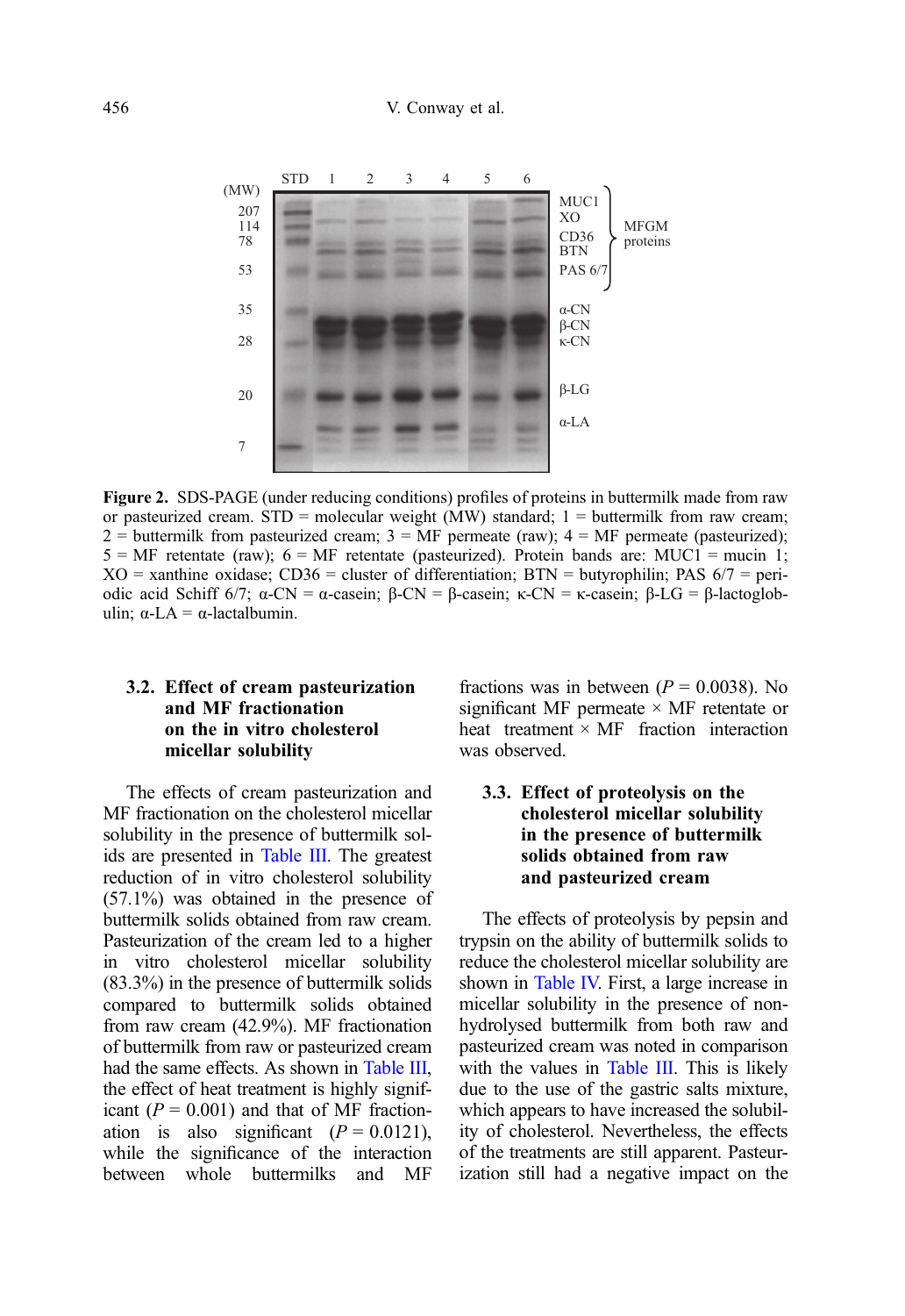**Figure 2.** SDS-PAGE (under reducing conditions) profiles of proteins in buttermilk made from raw or pasteurized cream. STD = molecular weight (MW) standard; 1 = buttermilk from raw cream; 2 = buttermilk from pasteurized cream; 3 = MF permeate (raw); 4 = MF permeate (pasteurized); 5 = MF retentate (raw); 6 = MF retentate (pasteurized). Protein bands are: MUC1 = mucin 1; XO = xanthine oxidase; CD36 = cluster of differentiation; BTN = butyrophilin; PAS 6/7 = periodic acid Schiff 6/7; α-CN = α-casein; β-CN = β-casein; κ-CN = κ-casein; β-LG = β-lactoglobulin; α-LA = α-lactalbumin.

### 3.2. Effect of cream pasteurization and MF fractionation on the in vitro cholesterol micellar solubility

The effects of cream pasteurization and MF fractionation on the cholesterol micellar solubility in the presence of buttermilk solids are presented in Table III. The greatest reduction of in vitro cholesterol solubility (57.1%) was obtained in the presence of buttermilk solids obtained from raw cream. Pasteurization of the cream led to a higher in vitro cholesterol micellar solubility (83.3%) in the presence of buttermilk solids compared to buttermilk solids obtained from raw cream (42.9%). MF fractionation of buttermilk from raw or pasteurized cream had the same effects. As shown in Table III, the effect of heat treatment is highly significant ($P = 0.001$) and that of MF fractionation is also significant ($P = 0.0121$), while the significance of the interaction between whole buttermilks and MF fractions was in between ($P = 0.0038$). No significant MF permeate × MF retentate or heat treatment × MF fraction interaction was observed.

### 3.3. Effect of proteolysis on the cholesterol micellar solubility in the presence of buttermilk solids obtained from raw and pasteurized cream

The effects of proteolysis by pepsin and trypsin on the ability of buttermilk solids to reduce the cholesterol micellar solubility are shown in Table IV. First, a large increase in micellar solubility in the presence of non-hydrolysed buttermilk from both raw and pasteurized cream was noted in comparison with the values in Table III. This is likely due to the use of the gastric salts mixture, which appears to have increased the solubility of cholesterol. Nevertheless, the effects of the treatments are still apparent. Pasteurization still had a negative impact on the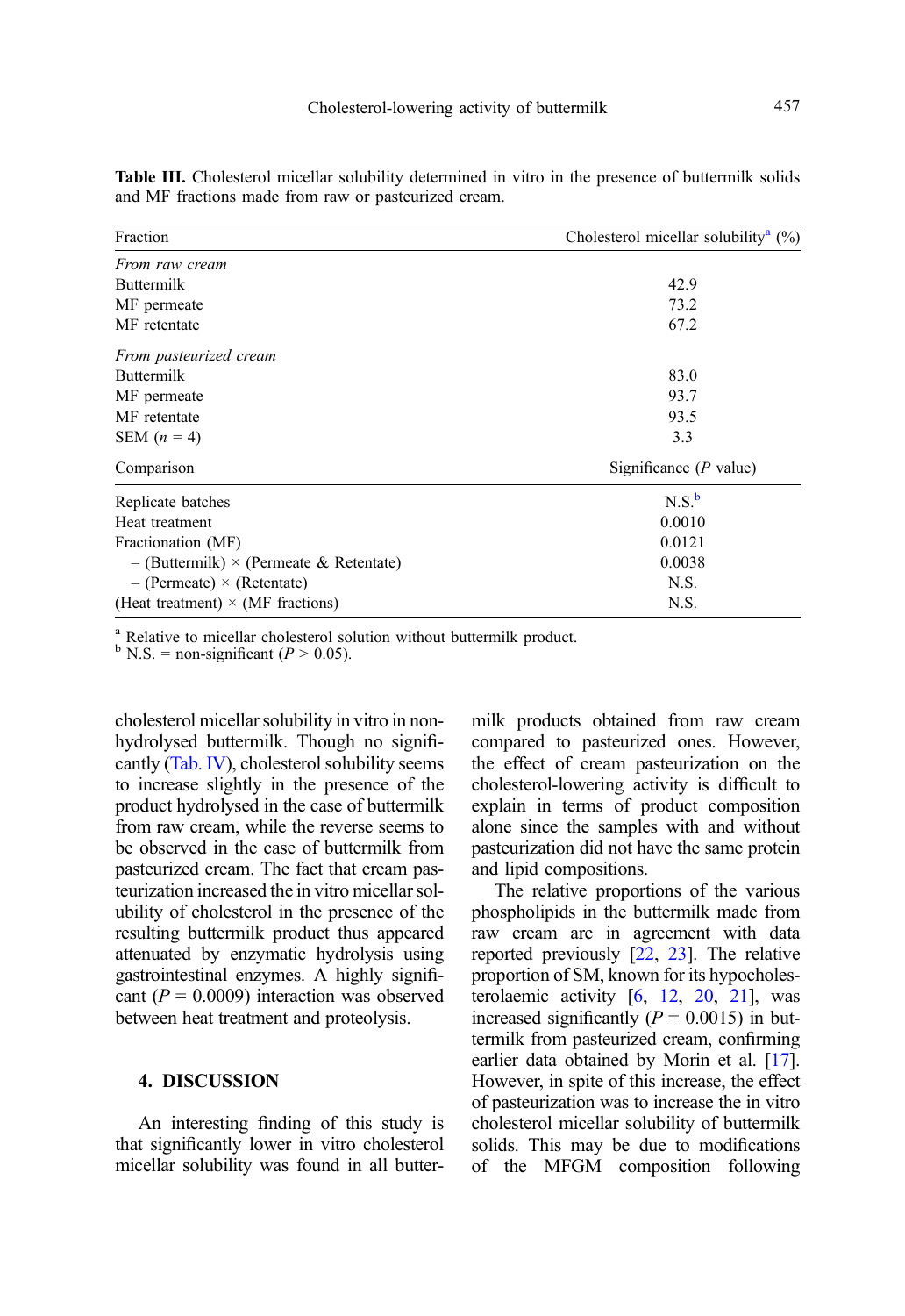**Table III.** Cholesterol micellar solubility determined in vitro in the presence of buttermilk solids and MF fractions made from raw or pasteurized cream.

| Fraction | Cholesterol micellar solubility[a] (%) |
|---|---|
| *From raw cream* | |
| Buttermilk | 42.9 |
| MF permeate | 73.2 |
| MF retentate | 67.2 |
| *From pasteurized cream* | |
| Buttermilk | 83.0 |
| MF permeate | 93.7 |
| MF retentate | 93.5 |
| SEM ($n = 4$) | 3.3 |
| **Comparison** | **Significance ($P$ value)** |
| Replicate batches | N.S.[b] |
| Heat treatment | 0.0010 |
| Fractionation (MF) | 0.0121 |
| – (Buttermilk) × (Permeate & Retentate) | 0.0038 |
| – (Permeate) × (Retentate) | N.S. |
| (Heat treatment) × (MF fractions) | N.S. |

[a] Relative to micellar cholesterol solution without buttermilk product.
[b] N.S. = non-significant ($P > 0.05$).

cholesterol micellar solubility in vitro in non-hydrolysed buttermilk. Though no significantly (Tab. IV), cholesterol solubility seems to increase slightly in the presence of the product hydrolysed in the case of buttermilk from raw cream, while the reverse seems to be observed in the case of buttermilk from pasteurized cream. The fact that cream pasteurization increased the in vitro micellar solubility of cholesterol in the presence of the resulting buttermilk product thus appeared attenuated by enzymatic hydrolysis using gastrointestinal enzymes. A highly significant ($P = 0.0009$) interaction was observed between heat treatment and proteolysis.

## 4. DISCUSSION

An interesting finding of this study is that significantly lower in vitro cholesterol micellar solubility was found in all buttermilk products obtained from raw cream compared to pasteurized ones. However, the effect of cream pasteurization on the cholesterol-lowering activity is difficult to explain in terms of product composition alone since the samples with and without pasteurization did not have the same protein and lipid compositions.

The relative proportions of the various phospholipids in the buttermilk made from raw cream are in agreement with data reported previously [22, 23]. The relative proportion of SM, known for its hypocholesterolaemic activity [6, 12, 20, 21], was increased significantly ($P = 0.0015$) in buttermilk from pasteurized cream, confirming earlier data obtained by Morin et al. [17]. However, in spite of this increase, the effect of pasteurization was to increase the in vitro cholesterol micellar solubility of buttermilk solids. This may be due to modifications of the MFGM composition following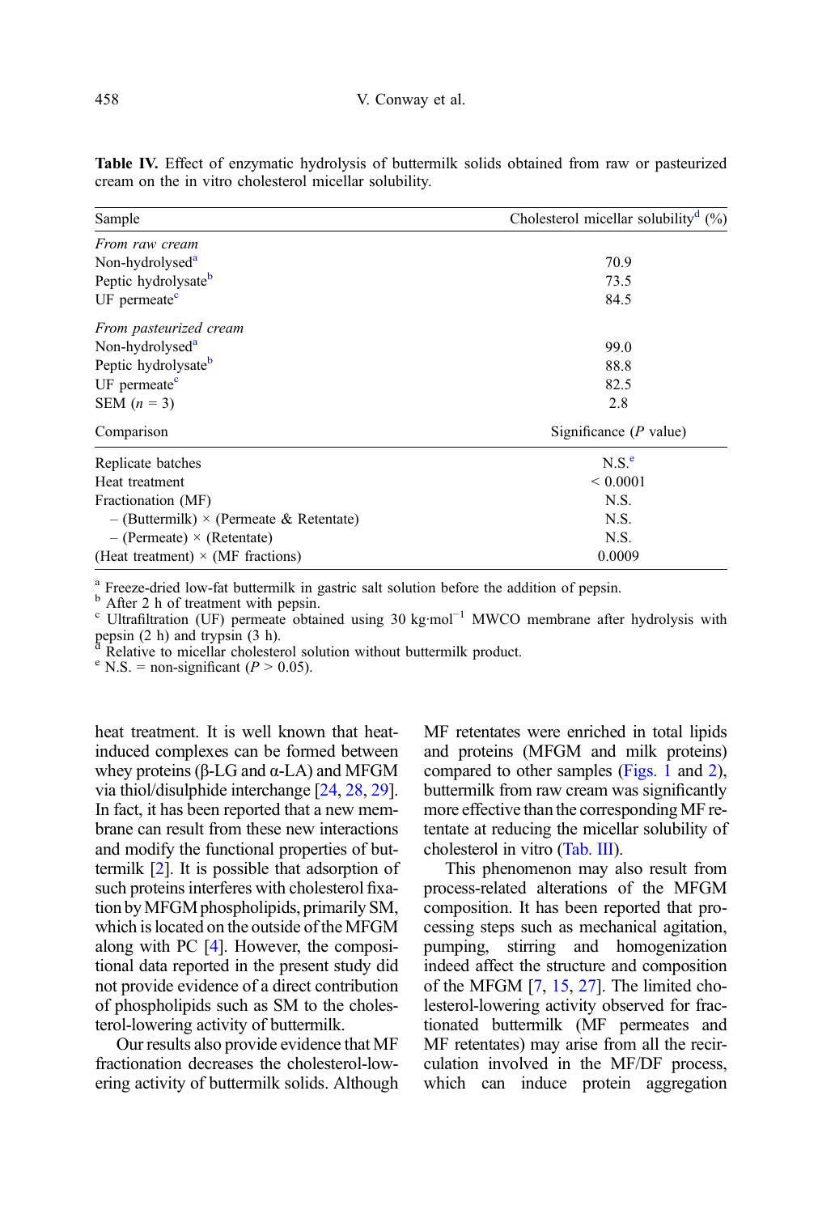**Table IV.** Effect of enzymatic hydrolysis of buttermilk solids obtained from raw or pasteurized cream on the in vitro cholesterol micellar solubility.

| Sample | Cholesterol micellar solubility[d] (%) |
|---|---|
| *From raw cream* | |
| Non-hydrolysed[a] | 70.9 |
| Peptic hydrolysate[b] | 73.5 |
| UF permeate[c] | 84.5 |
| *From pasteurized cream* | |
| Non-hydrolysed[a] | 99.0 |
| Peptic hydrolysate[b] | 88.8 |
| UF permeate[c] | 82.5 |
| SEM ($n$ = 3) | 2.8 |
| **Comparison** | **Significance ($P$ value)** |
| Replicate batches | N.S.[e] |
| Heat treatment | < 0.0001 |
| Fractionation (MF) | N.S. |
| – (Buttermilk) × (Permeate & Retentate) | N.S. |
| – (Permeate) × (Retentate) | N.S. |
| (Heat treatment) × (MF fractions) | 0.0009 |

[a] Freeze-dried low-fat buttermilk in gastric salt solution before the addition of pepsin.
[b] After 2 h of treatment with pepsin.
[c] Ultrafiltration (UF) permeate obtained using 30 kg·mol$^{-1}$ MWCO membrane after hydrolysis with pepsin (2 h) and trypsin (3 h).
[d] Relative to micellar cholesterol solution without buttermilk product.
[e] N.S. = non-significant ($P > 0.05$).

heat treatment. It is well known that heat-induced complexes can be formed between whey proteins (β-LG and α-LA) and MFGM via thiol/disulphide interchange [24, 28, 29]. In fact, it has been reported that a new membrane can result from these new interactions and modify the functional properties of buttermilk [2]. It is possible that adsorption of such proteins interferes with cholesterol fixation by MFGM phospholipids, primarily SM, which is located on the outside of the MFGM along with PC [4]. However, the compositional data reported in the present study did not provide evidence of a direct contribution of phospholipids such as SM to the cholesterol-lowering activity of buttermilk.

Our results also provide evidence that MF fractionation decreases the cholesterol-lowering activity of buttermilk solids. Although MF retentates were enriched in total lipids and proteins (MFGM and milk proteins) compared to other samples (Figs. 1 and 2), buttermilk from raw cream was significantly more effective than the corresponding MF retentate at reducing the micellar solubility of cholesterol in vitro (Tab. III).

This phenomenon may also result from process-related alterations of the MFGM composition. It has been reported that processing steps such as mechanical agitation, pumping, stirring and homogenization indeed affect the structure and composition of the MFGM [7, 15, 27]. The limited cholesterol-lowering activity observed for fractionated buttermilk (MF permeates and MF retentates) may arise from all the recirculation involved in the MF/DF process, which can induce protein aggregation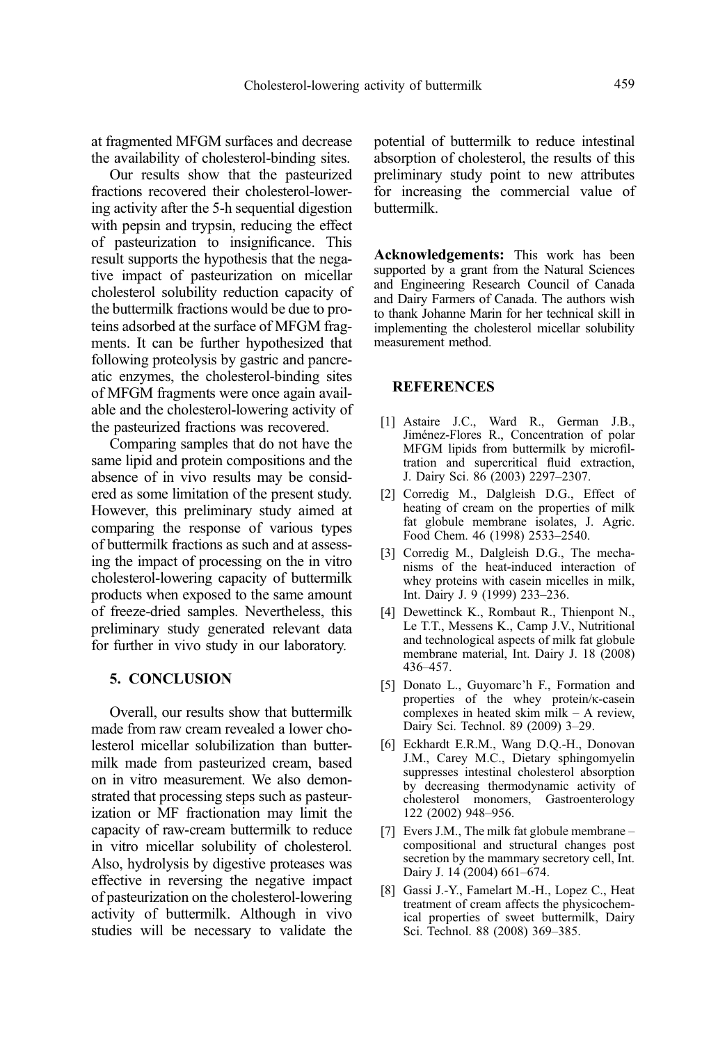at fragmented MFGM surfaces and decrease the availability of cholesterol-binding sites.

Our results show that the pasteurized fractions recovered their cholesterol-lowering activity after the 5-h sequential digestion with pepsin and trypsin, reducing the effect of pasteurization to insignificance. This result supports the hypothesis that the negative impact of pasteurization on micellar cholesterol solubility reduction capacity of the buttermilk fractions would be due to proteins adsorbed at the surface of MFGM fragments. It can be further hypothesized that following proteolysis by gastric and pancreatic enzymes, the cholesterol-binding sites of MFGM fragments were once again available and the cholesterol-lowering activity of the pasteurized fractions was recovered.

Comparing samples that do not have the same lipid and protein compositions and the absence of in vivo results may be considered as some limitation of the present study. However, this preliminary study aimed at comparing the response of various types of buttermilk fractions as such and at assessing the impact of processing on the in vitro cholesterol-lowering capacity of buttermilk products when exposed to the same amount of freeze-dried samples. Nevertheless, this preliminary study generated relevant data for further in vivo study in our laboratory.

## 5. CONCLUSION

Overall, our results show that buttermilk made from raw cream revealed a lower cholesterol micellar solubilization than buttermilk made from pasteurized cream, based on in vitro measurement. We also demonstrated that processing steps such as pasteurization or MF fractionation may limit the capacity of raw-cream buttermilk to reduce in vitro micellar solubility of cholesterol. Also, hydrolysis by digestive proteases was effective in reversing the negative impact of pasteurization on the cholesterol-lowering activity of buttermilk. Although in vivo studies will be necessary to validate the potential of buttermilk to reduce intestinal absorption of cholesterol, the results of this preliminary study point to new attributes for increasing the commercial value of buttermilk.

**Acknowledgements:** This work has been supported by a grant from the Natural Sciences and Engineering Research Council of Canada and Dairy Farmers of Canada. The authors wish to thank Johanne Marin for her technical skill in implementing the cholesterol micellar solubility measurement method.

## REFERENCES

[1] Astaire J.C., Ward R., German J.B., Jiménez-Flores R., Concentration of polar MFGM lipids from buttermilk by microfiltration and supercritical fluid extraction, J. Dairy Sci. 86 (2003) 2297–2307.

[2] Corredig M., Dalgleish D.G., Effect of heating of cream on the properties of milk fat globule membrane isolates, J. Agric. Food Chem. 46 (1998) 2533–2540.

[3] Corredig M., Dalgleish D.G., The mechanisms of the heat-induced interaction of whey proteins with casein micelles in milk, Int. Dairy J. 9 (1999) 233–236.

[4] Dewettinck K., Rombaut R., Thienpont N., Le T.T., Messens K., Camp J.V., Nutritional and technological aspects of milk fat globule membrane material, Int. Dairy J. 18 (2008) 436–457.

[5] Donato L., Guyomarc'h F., Formation and properties of the whey protein/κ-casein complexes in heated skim milk – A review, Dairy Sci. Technol. 89 (2009) 3–29.

[6] Eckhardt E.R.M., Wang D.Q.-H., Donovan J.M., Carey M.C., Dietary sphingomyelin suppresses intestinal cholesterol absorption by decreasing thermodynamic activity of cholesterol monomers, Gastroenterology 122 (2002) 948–956.

[7] Evers J.M., The milk fat globule membrane – compositional and structural changes post secretion by the mammary secretory cell, Int. Dairy J. 14 (2004) 661–674.

[8] Gassi J.-Y., Famelart M.-H., Lopez C., Heat treatment of cream affects the physicochemical properties of sweet buttermilk, Dairy Sci. Technol. 88 (2008) 369–385.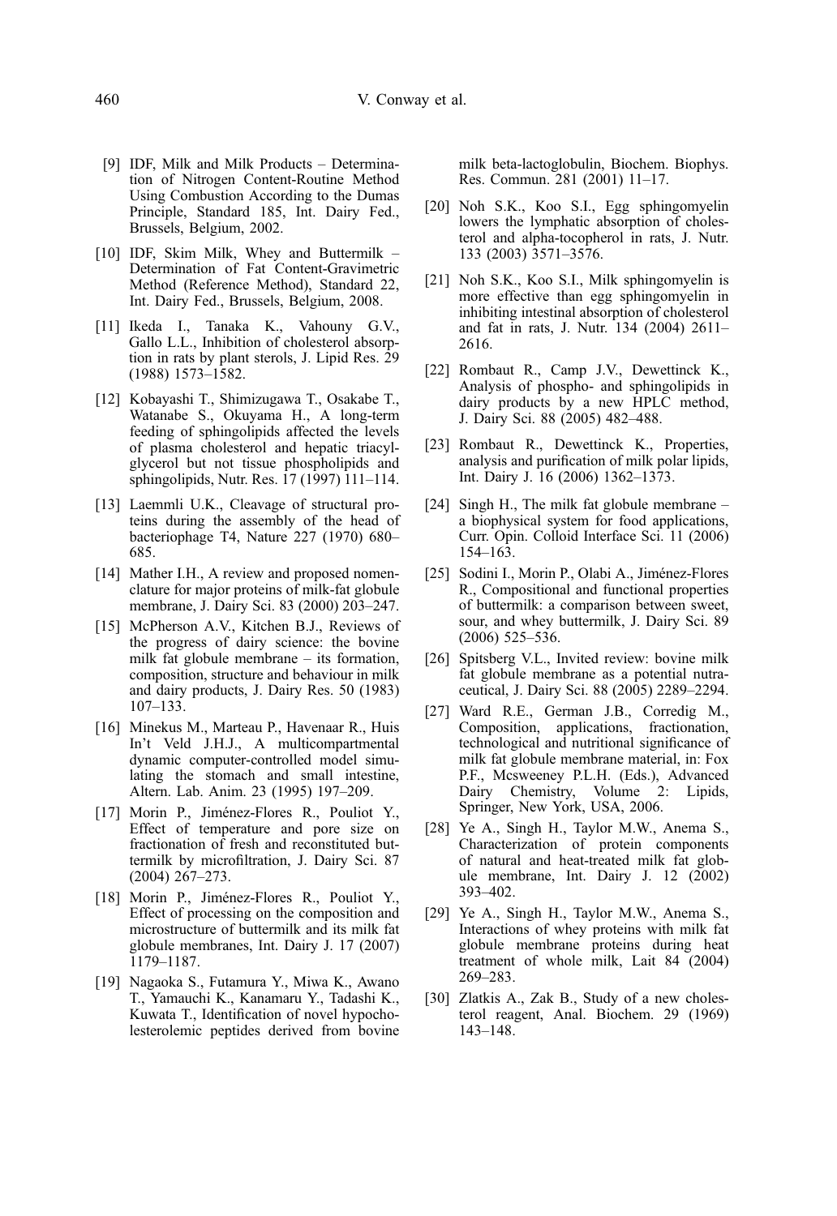[9] IDF, Milk and Milk Products – Determination of Nitrogen Content-Routine Method Using Combustion According to the Dumas Principle, Standard 185, Int. Dairy Fed., Brussels, Belgium, 2002.

[10] IDF, Skim Milk, Whey and Buttermilk – Determination of Fat Content-Gravimetric Method (Reference Method), Standard 22, Int. Dairy Fed., Brussels, Belgium, 2008.

[11] Ikeda I., Tanaka K., Vahouny G.V., Gallo L.L., Inhibition of cholesterol absorption in rats by plant sterols, J. Lipid Res. 29 (1988) 1573–1582.

[12] Kobayashi T., Shimizugawa T., Osakabe T., Watanabe S., Okuyama H., A long-term feeding of sphingolipids affected the levels of plasma cholesterol and hepatic triacylglycerol but not tissue phospholipids and sphingolipids, Nutr. Res. 17 (1997) 111–114.

[13] Laemmli U.K., Cleavage of structural proteins during the assembly of the head of bacteriophage T4, Nature 227 (1970) 680–685.

[14] Mather I.H., A review and proposed nomenclature for major proteins of milk-fat globule membrane, J. Dairy Sci. 83 (2000) 203–247.

[15] McPherson A.V., Kitchen B.J., Reviews of the progress of dairy science: the bovine milk fat globule membrane – its formation, composition, structure and behaviour in milk and dairy products, J. Dairy Res. 50 (1983) 107–133.

[16] Minekus M., Marteau P., Havenaar R., Huis In't Veld J.H.J., A multicompartmental dynamic computer-controlled model simulating the stomach and small intestine, Altern. Lab. Anim. 23 (1995) 197–209.

[17] Morin P., Jiménez-Flores R., Pouliot Y., Effect of temperature and pore size on fractionation of fresh and reconstituted buttermilk by microfiltration, J. Dairy Sci. 87 (2004) 267–273.

[18] Morin P., Jiménez-Flores R., Pouliot Y., Effect of processing on the composition and microstructure of buttermilk and its milk fat globule membranes, Int. Dairy J. 17 (2007) 1179–1187.

[19] Nagaoka S., Futamura Y., Miwa K., Awano T., Yamauchi K., Kanamaru Y., Tadashi K., Kuwata T., Identification of novel hypocholesterolemic peptides derived from bovine milk beta-lactoglobulin, Biochem. Biophys. Res. Commun. 281 (2001) 11–17.

[20] Noh S.K., Koo S.I., Egg sphingomyelin lowers the lymphatic absorption of cholesterol and alpha-tocopherol in rats, J. Nutr. 133 (2003) 3571–3576.

[21] Noh S.K., Koo S.I., Milk sphingomyelin is more effective than egg sphingomyelin in inhibiting intestinal absorption of cholesterol and fat in rats, J. Nutr. 134 (2004) 2611–2616.

[22] Rombaut R., Camp J.V., Dewettinck K., Analysis of phospho- and sphingolipids in dairy products by a new HPLC method, J. Dairy Sci. 88 (2005) 482–488.

[23] Rombaut R., Dewettinck K., Properties, analysis and purification of milk polar lipids, Int. Dairy J. 16 (2006) 1362–1373.

[24] Singh H., The milk fat globule membrane – a biophysical system for food applications, Curr. Opin. Colloid Interface Sci. 11 (2006) 154–163.

[25] Sodini I., Morin P., Olabi A., Jiménez-Flores R., Compositional and functional properties of buttermilk: a comparison between sweet, sour, and whey buttermilk, J. Dairy Sci. 89 (2006) 525–536.

[26] Spitsberg V.L., Invited review: bovine milk fat globule membrane as a potential nutraceutical, J. Dairy Sci. 88 (2005) 2289–2294.

[27] Ward R.E., German J.B., Corredig M., Composition, applications, fractionation, technological and nutritional significance of milk fat globule membrane material, in: Fox P.F., Mcsweeney P.L.H. (Eds.), Advanced Dairy Chemistry, Volume 2: Lipids, Springer, New York, USA, 2006.

[28] Ye A., Singh H., Taylor M.W., Anema S., Characterization of protein components of natural and heat-treated milk fat globule membrane, Int. Dairy J. 12 (2002) 393–402.

[29] Ye A., Singh H., Taylor M.W., Anema S., Interactions of whey proteins with milk fat globule membrane proteins during heat treatment of whole milk, Lait 84 (2004) 269–283.

[30] Zlatkis A., Zak B., Study of a new cholesterol reagent, Anal. Biochem. 29 (1969) 143–148.